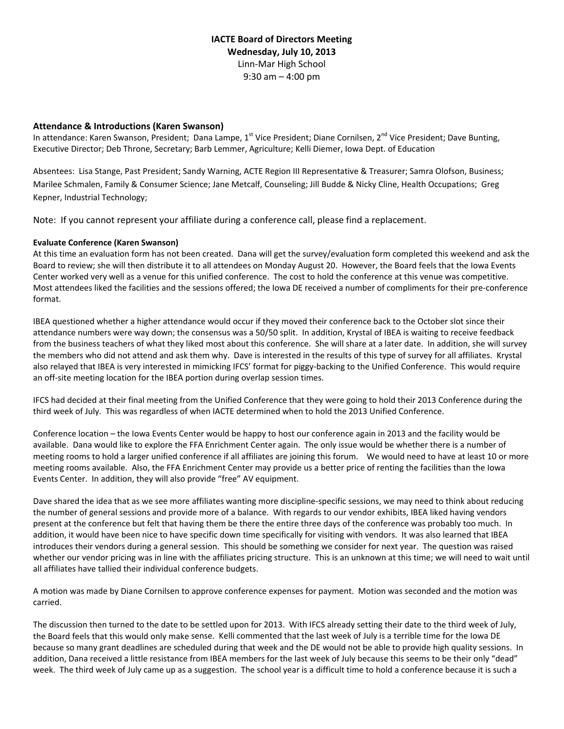**IACTE Board of Directors Meeting**
**Wednesday, July 10, 2013**
Linn-Mar High School
9:30 am – 4:00 pm

### Attendance & Introductions (Karen Swanson)

In attendance: Karen Swanson, President; Dana Lampe, 1st Vice President; Diane Cornilsen, 2nd Vice President; Dave Bunting, Executive Director; Deb Throne, Secretary; Barb Lemmer, Agriculture; Kelli Diemer, Iowa Dept. of Education

Absentees: Lisa Stange, Past President; Sandy Warning, ACTE Region III Representative & Treasurer; Samra Olofson, Business; Marilee Schmalen, Family & Consumer Science; Jane Metcalf, Counseling; Jill Budde & Nicky Cline, Health Occupations; Greg Kepner, Industrial Technology;

Note: If you cannot represent your affiliate during a conference call, please find a replacement.

**Evaluate Conference (Karen Swanson)**

At this time an evaluation form has not been created. Dana will get the survey/evaluation form completed this weekend and ask the Board to review; she will then distribute it to all attendees on Monday August 20. However, the Board feels that the Iowa Events Center worked very well as a venue for this unified conference. The cost to hold the conference at this venue was competitive. Most attendees liked the facilities and the sessions offered; the Iowa DE received a number of compliments for their pre-conference format.

IBEA questioned whether a higher attendance would occur if they moved their conference back to the October slot since their attendance numbers were way down; the consensus was a 50/50 split. In addition, Krystal of IBEA is waiting to receive feedback from the business teachers of what they liked most about this conference. She will share at a later date. In addition, she will survey the members who did not attend and ask them why. Dave is interested in the results of this type of survey for all affiliates. Krystal also relayed that IBEA is very interested in mimicking IFCS' format for piggy-backing to the Unified Conference. This would require an off-site meeting location for the IBEA portion during overlap session times.

IFCS had decided at their final meeting from the Unified Conference that they were going to hold their 2013 Conference during the third week of July. This was regardless of when IACTE determined when to hold the 2013 Unified Conference.

Conference location – the Iowa Events Center would be happy to host our conference again in 2013 and the facility would be available. Dana would like to explore the FFA Enrichment Center again. The only issue would be whether there is a number of meeting rooms to hold a larger unified conference if all affiliates are joining this forum. We would need to have at least 10 or more meeting rooms available. Also, the FFA Enrichment Center may provide us a better price of renting the facilities than the Iowa Events Center. In addition, they will also provide "free" AV equipment.

Dave shared the idea that as we see more affiliates wanting more discipline-specific sessions, we may need to think about reducing the number of general sessions and provide more of a balance. With regards to our vendor exhibits, IBEA liked having vendors present at the conference but felt that having them be there the entire three days of the conference was probably too much. In addition, it would have been nice to have specific down time specifically for visiting with vendors. It was also learned that IBEA introduces their vendors during a general session. This should be something we consider for next year. The question was raised whether our vendor pricing was in line with the affiliates pricing structure. This is an unknown at this time; we will need to wait until all affiliates have tallied their individual conference budgets.

A motion was made by Diane Cornilsen to approve conference expenses for payment. Motion was seconded and the motion was carried.

The discussion then turned to the date to be settled upon for 2013. With IFCS already setting their date to the third week of July, the Board feels that this would only make sense. Kelli commented that the last week of July is a terrible time for the Iowa DE because so many grant deadlines are scheduled during that week and the DE would not be able to provide high quality sessions. In addition, Dana received a little resistance from IBEA members for the last week of July because this seems to be their only "dead" week. The third week of July came up as a suggestion. The school year is a difficult time to hold a conference because it is such a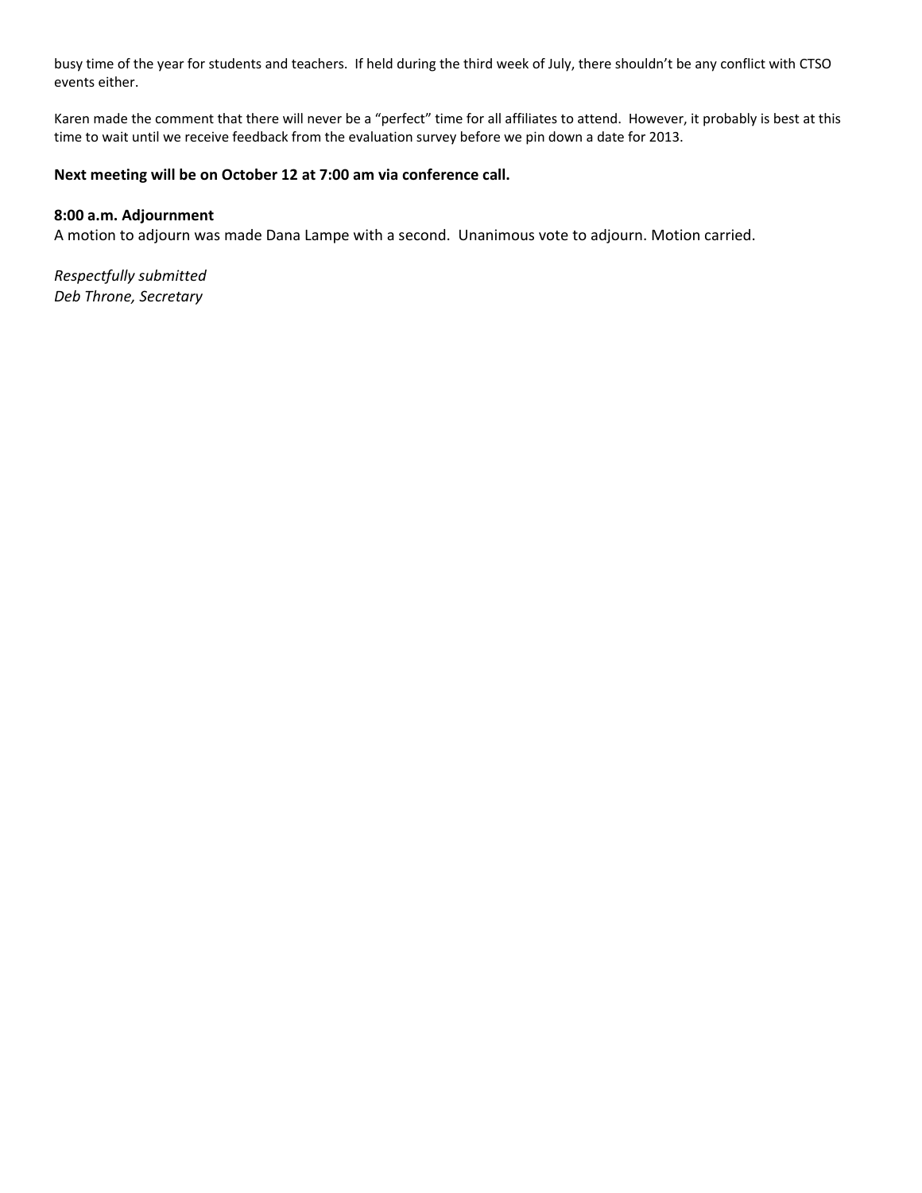busy time of the year for students and teachers. If held during the third week of July, there shouldn't be any conflict with CTSO events either.

Karen made the comment that there will never be a "perfect" time for all affiliates to attend. However, it probably is best at this time to wait until we receive feedback from the evaluation survey before we pin down a date for 2013.

**Next meeting will be on October 12 at 7:00 am via conference call.**

**8:00 a.m. Adjournment**

A motion to adjourn was made Dana Lampe with a second. Unanimous vote to adjourn. Motion carried.

*Respectfully submitted*
*Deb Throne, Secretary*